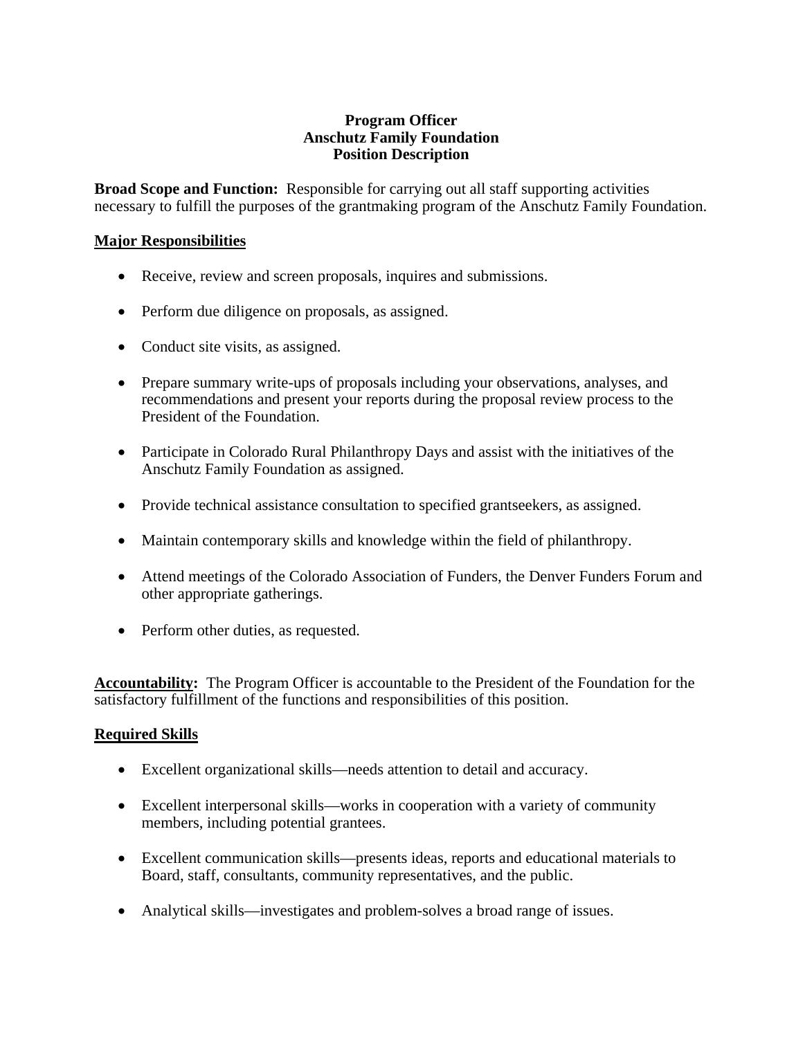**Program Officer**
**Anschutz Family Foundation**
**Position Description**

**Broad Scope and Function:** Responsible for carrying out all staff supporting activities necessary to fulfill the purposes of the grantmaking program of the Anschutz Family Foundation.

**<u>Major Responsibilities</u>**

- Receive, review and screen proposals, inquires and submissions.
- Perform due diligence on proposals, as assigned.
- Conduct site visits, as assigned.
- Prepare summary write-ups of proposals including your observations, analyses, and recommendations and present your reports during the proposal review process to the President of the Foundation.
- Participate in Colorado Rural Philanthropy Days and assist with the initiatives of the Anschutz Family Foundation as assigned.
- Provide technical assistance consultation to specified grantseekers, as assigned.
- Maintain contemporary skills and knowledge within the field of philanthropy.
- Attend meetings of the Colorado Association of Funders, the Denver Funders Forum and other appropriate gatherings.
- Perform other duties, as requested.

**<u>Accountability</u>:** The Program Officer is accountable to the President of the Foundation for the satisfactory fulfillment of the functions and responsibilities of this position.

**<u>Required Skills</u>**

- Excellent organizational skills—needs attention to detail and accuracy.
- Excellent interpersonal skills—works in cooperation with a variety of community members, including potential grantees.
- Excellent communication skills—presents ideas, reports and educational materials to Board, staff, consultants, community representatives, and the public.
- Analytical skills—investigates and problem-solves a broad range of issues.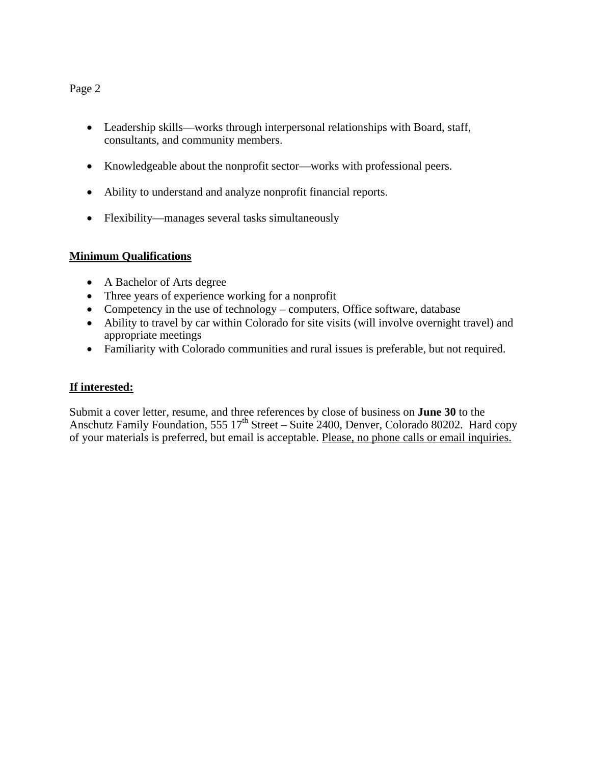- Leadership skills—works through interpersonal relationships with Board, staff, consultants, and community members.

- Knowledgeable about the nonprofit sector—works with professional peers.

- Ability to understand and analyze nonprofit financial reports.

- Flexibility—manages several tasks simultaneously

**Minimum Qualifications**

- A Bachelor of Arts degree
- Three years of experience working for a nonprofit
- Competency in the use of technology – computers, Office software, database
- Ability to travel by car within Colorado for site visits (will involve overnight travel) and appropriate meetings
- Familiarity with Colorado communities and rural issues is preferable, but not required.

**If interested:**

Submit a cover letter, resume, and three references by close of business on **June 30** to the Anschutz Family Foundation, 555 17th Street – Suite 2400, Denver, Colorado 80202. Hard copy of your materials is preferred, but email is acceptable. Please, no phone calls or email inquiries.